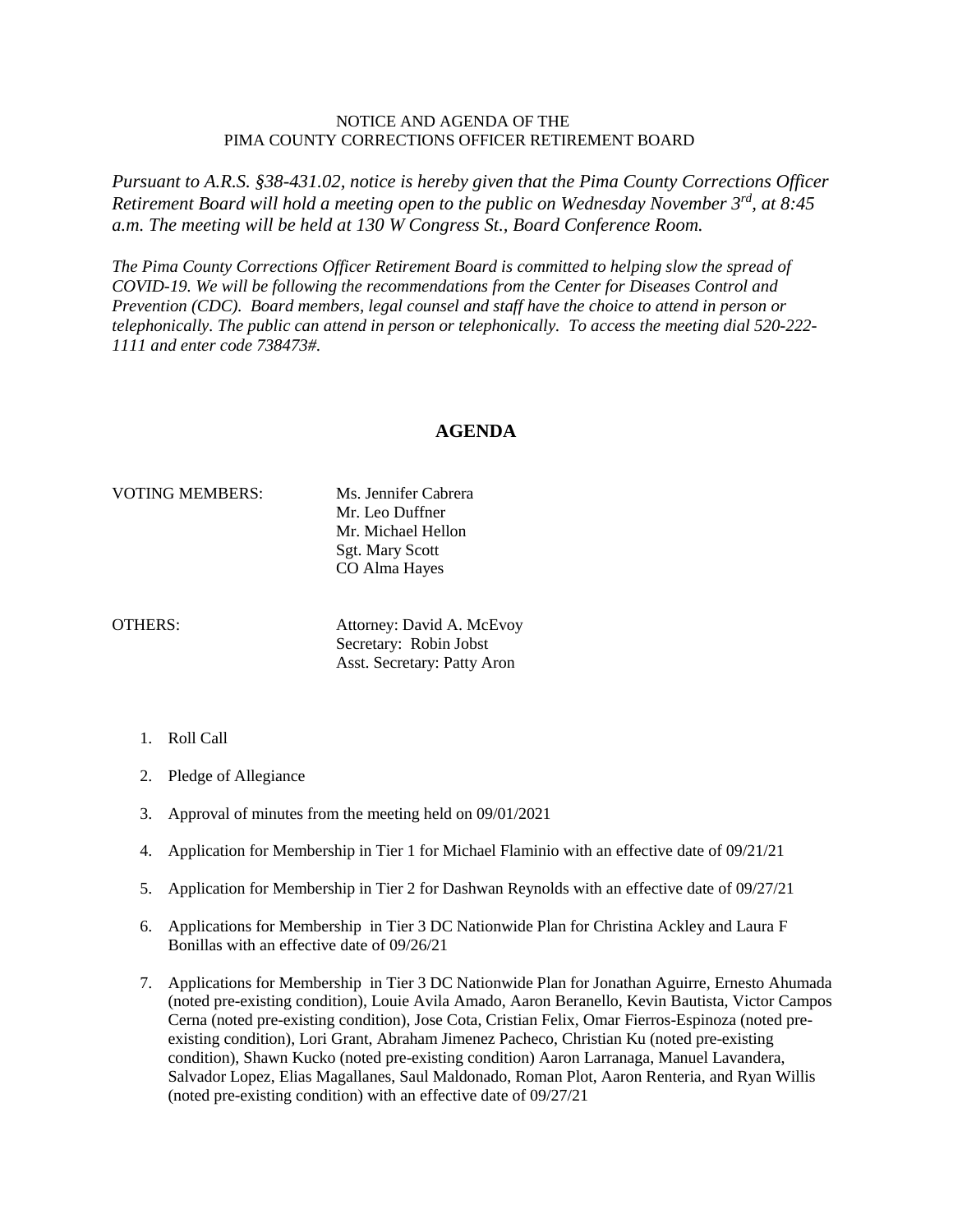NOTICE AND AGENDA OF THE
PIMA COUNTY CORRECTIONS OFFICER RETIREMENT BOARD

*Pursuant to A.R.S. §38-431.02, notice is hereby given that the Pima County Corrections Officer Retirement Board will hold a meeting open to the public on Wednesday November 3rd, at 8:45 a.m. The meeting will be held at 130 W Congress St., Board Conference Room.*

*The Pima County Corrections Officer Retirement Board is committed to helping slow the spread of COVID-19. We will be following the recommendations from the Center for Diseases Control and Prevention (CDC). Board members, legal counsel and staff have the choice to attend in person or telephonically. The public can attend in person or telephonically. To access the meeting dial 520-222-1111 and enter code 738473#.*

## AGENDA

| | |
|---|---|
| VOTING MEMBERS: | Ms. Jennifer Cabrera<br>Mr. Leo Duffner<br>Mr. Michael Hellon<br>Sgt. Mary Scott<br>CO Alma Hayes |
| OTHERS: | Attorney: David A. McEvoy<br>Secretary: Robin Jobst<br>Asst. Secretary: Patty Aron |

1. Roll Call
2. Pledge of Allegiance
3. Approval of minutes from the meeting held on 09/01/2021
4. Application for Membership in Tier 1 for Michael Flaminio with an effective date of 09/21/21
5. Application for Membership in Tier 2 for Dashwan Reynolds with an effective date of 09/27/21
6. Applications for Membership in Tier 3 DC Nationwide Plan for Christina Ackley and Laura F Bonillas with an effective date of 09/26/21
7. Applications for Membership in Tier 3 DC Nationwide Plan for Jonathan Aguirre, Ernesto Ahumada (noted pre-existing condition), Louie Avila Amado, Aaron Beranello, Kevin Bautista, Victor Campos Cerna (noted pre-existing condition), Jose Cota, Cristian Felix, Omar Fierros-Espinoza (noted pre-existing condition), Lori Grant, Abraham Jimenez Pacheco, Christian Ku (noted pre-existing condition), Shawn Kucko (noted pre-existing condition) Aaron Larranaga, Manuel Lavandera, Salvador Lopez, Elias Magallanes, Saul Maldonado, Roman Plot, Aaron Renteria, and Ryan Willis (noted pre-existing condition) with an effective date of 09/27/21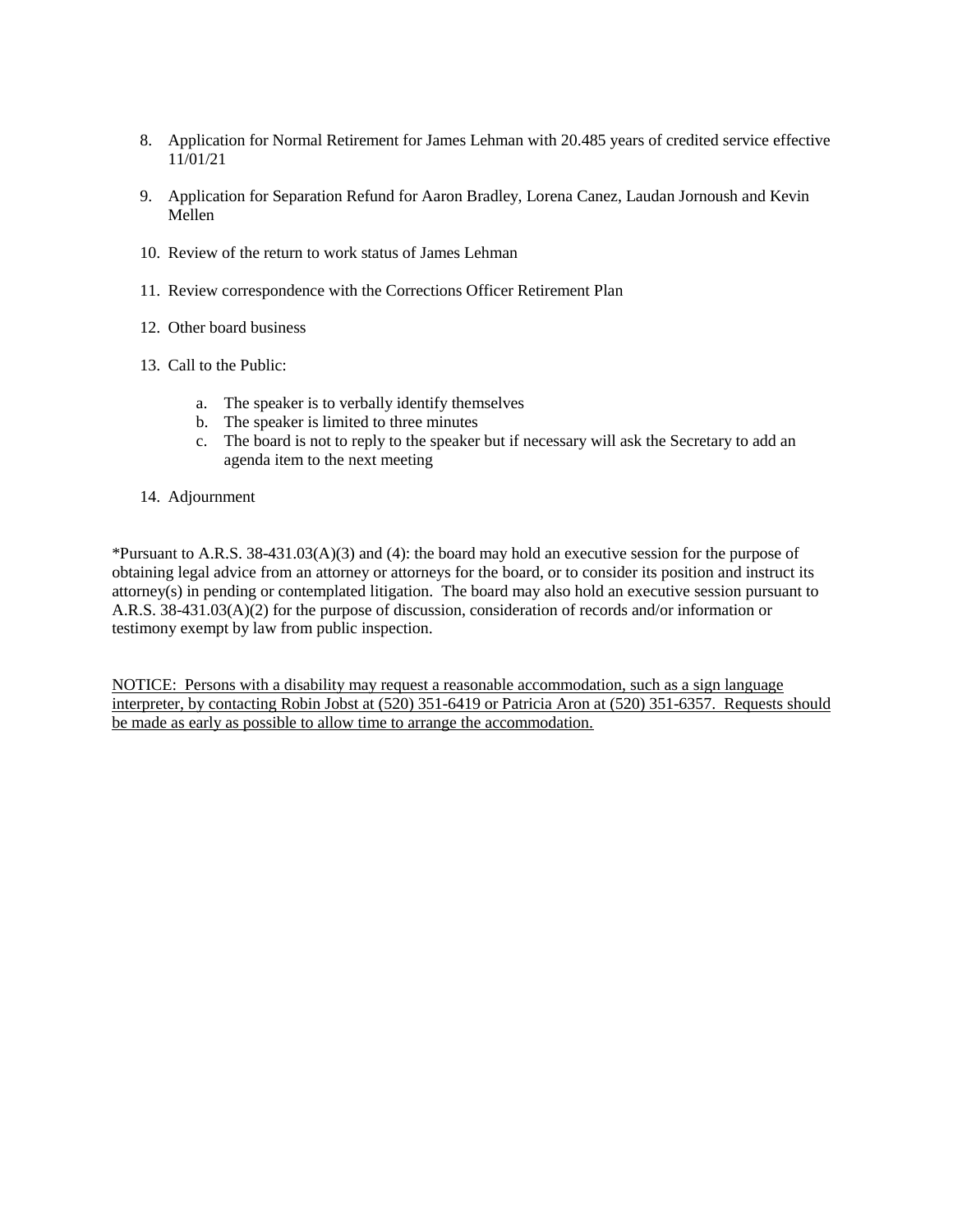8. Application for Normal Retirement for James Lehman with 20.485 years of credited service effective 11/01/21

9. Application for Separation Refund for Aaron Bradley, Lorena Canez, Laudan Jornoush and Kevin Mellen

10. Review of the return to work status of James Lehman

11. Review correspondence with the Corrections Officer Retirement Plan

12. Other board business

13. Call to the Public:

    a. The speaker is to verbally identify themselves
    b. The speaker is limited to three minutes
    c. The board is not to reply to the speaker but if necessary will ask the Secretary to add an agenda item to the next meeting

14. Adjournment

*Pursuant to A.R.S. 38-431.03(A)(3) and (4): the board may hold an executive session for the purpose of obtaining legal advice from an attorney or attorneys for the board, or to consider its position and instruct its attorney(s) in pending or contemplated litigation. The board may also hold an executive session pursuant to A.R.S. 38-431.03(A)(2) for the purpose of discussion, consideration of records and/or information or testimony exempt by law from public inspection.

<u>NOTICE: Persons with a disability may request a reasonable accommodation, such as a sign language interpreter, by contacting Robin Jobst at (520) 351-6419 or Patricia Aron at (520) 351-6357. Requests should be made as early as possible to allow time to arrange the accommodation.</u>